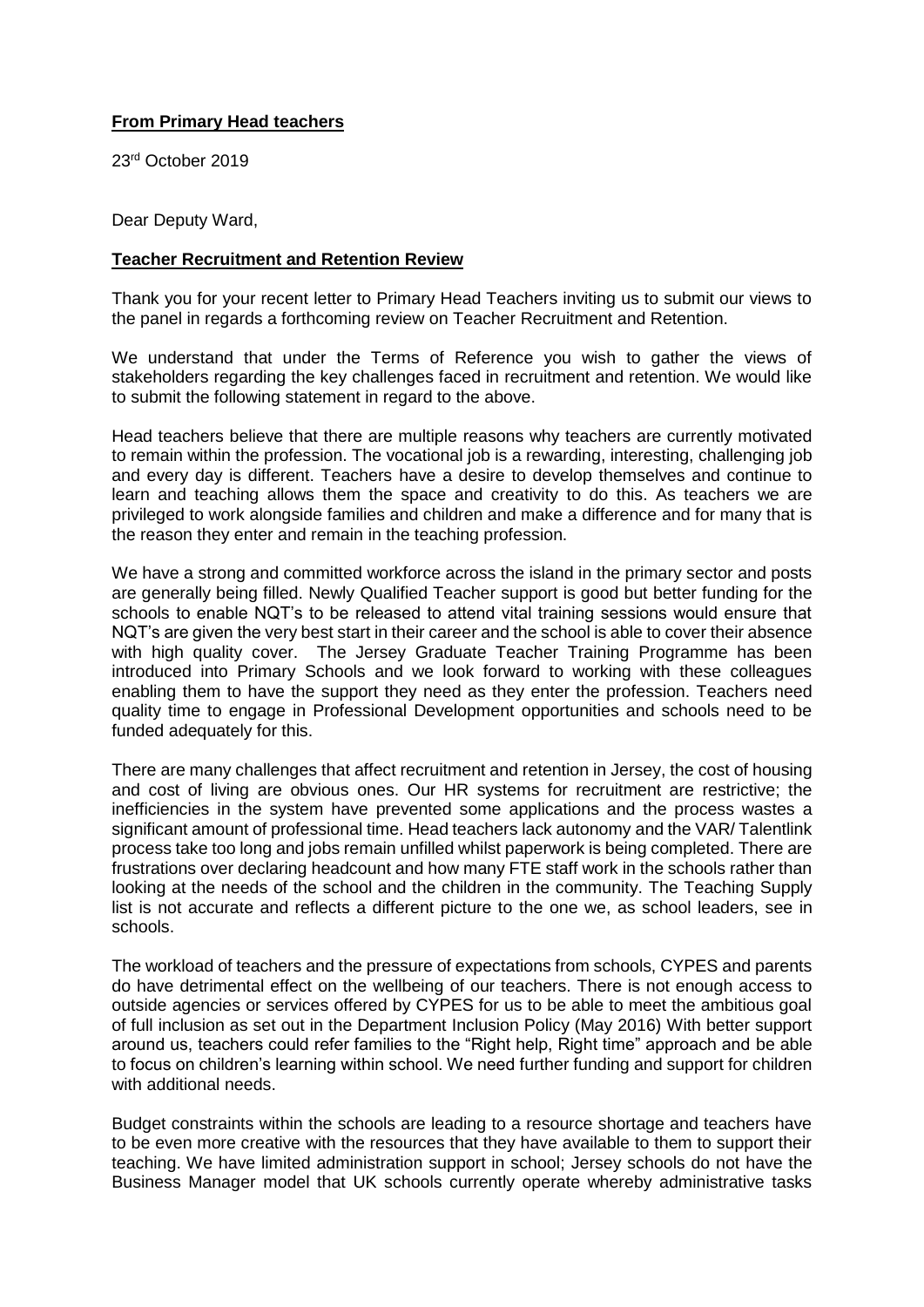**From Primary Head teachers**

23rd October 2019

Dear Deputy Ward,

**Teacher Recruitment and Retention Review**

Thank you for your recent letter to Primary Head Teachers inviting us to submit our views to the panel in regards a forthcoming review on Teacher Recruitment and Retention.

We understand that under the Terms of Reference you wish to gather the views of stakeholders regarding the key challenges faced in recruitment and retention. We would like to submit the following statement in regard to the above.

Head teachers believe that there are multiple reasons why teachers are currently motivated to remain within the profession. The vocational job is a rewarding, interesting, challenging job and every day is different. Teachers have a desire to develop themselves and continue to learn and teaching allows them the space and creativity to do this. As teachers we are privileged to work alongside families and children and make a difference and for many that is the reason they enter and remain in the teaching profession.

We have a strong and committed workforce across the island in the primary sector and posts are generally being filled. Newly Qualified Teacher support is good but better funding for the schools to enable NQT's to be released to attend vital training sessions would ensure that NQT's are given the very best start in their career and the school is able to cover their absence with high quality cover. The Jersey Graduate Teacher Training Programme has been introduced into Primary Schools and we look forward to working with these colleagues enabling them to have the support they need as they enter the profession. Teachers need quality time to engage in Professional Development opportunities and schools need to be funded adequately for this.

There are many challenges that affect recruitment and retention in Jersey, the cost of housing and cost of living are obvious ones. Our HR systems for recruitment are restrictive; the inefficiencies in the system have prevented some applications and the process wastes a significant amount of professional time. Head teachers lack autonomy and the VAR/ Talentlink process take too long and jobs remain unfilled whilst paperwork is being completed. There are frustrations over declaring headcount and how many FTE staff work in the schools rather than looking at the needs of the school and the children in the community. The Teaching Supply list is not accurate and reflects a different picture to the one we, as school leaders, see in schools.

The workload of teachers and the pressure of expectations from schools, CYPES and parents do have detrimental effect on the wellbeing of our teachers. There is not enough access to outside agencies or services offered by CYPES for us to be able to meet the ambitious goal of full inclusion as set out in the Department Inclusion Policy (May 2016) With better support around us, teachers could refer families to the "Right help, Right time" approach and be able to focus on children's learning within school. We need further funding and support for children with additional needs.

Budget constraints within the schools are leading to a resource shortage and teachers have to be even more creative with the resources that they have available to them to support their teaching. We have limited administration support in school; Jersey schools do not have the Business Manager model that UK schools currently operate whereby administrative tasks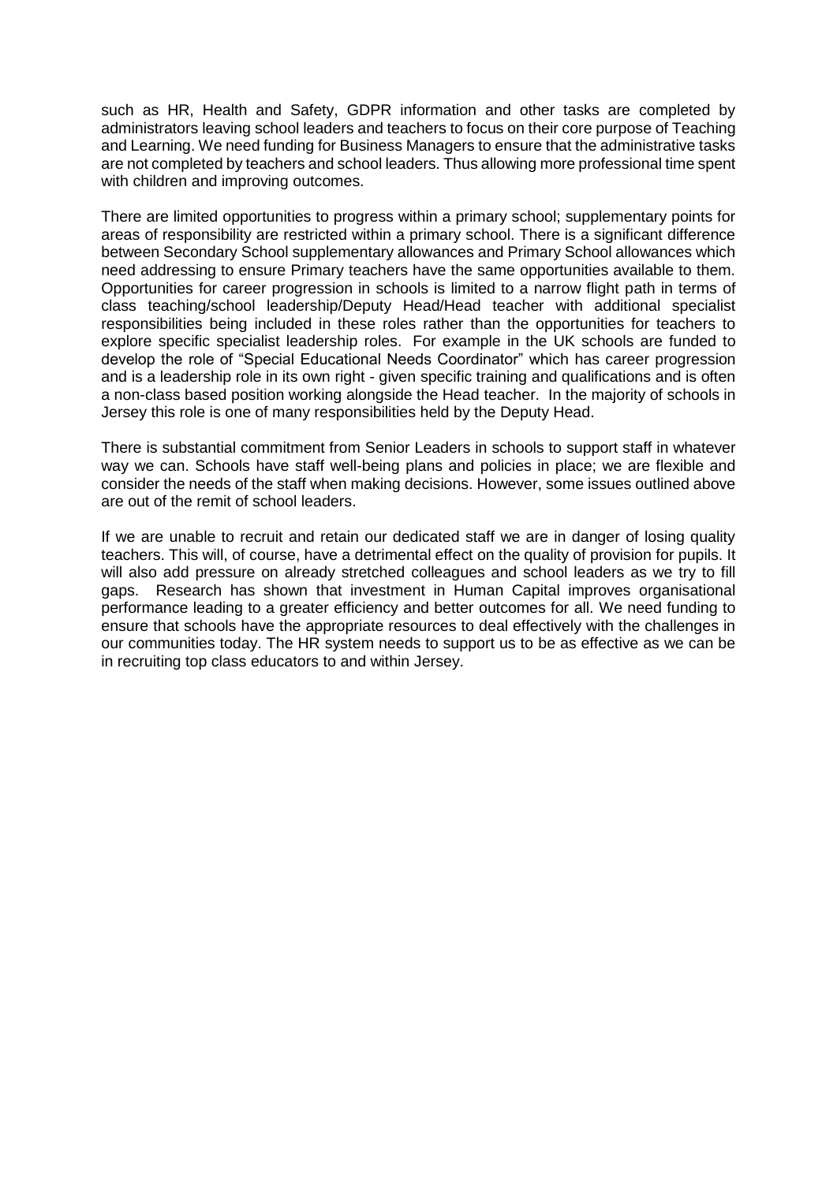such as HR, Health and Safety, GDPR information and other tasks are completed by administrators leaving school leaders and teachers to focus on their core purpose of Teaching and Learning. We need funding for Business Managers to ensure that the administrative tasks are not completed by teachers and school leaders. Thus allowing more professional time spent with children and improving outcomes.

There are limited opportunities to progress within a primary school; supplementary points for areas of responsibility are restricted within a primary school. There is a significant difference between Secondary School supplementary allowances and Primary School allowances which need addressing to ensure Primary teachers have the same opportunities available to them. Opportunities for career progression in schools is limited to a narrow flight path in terms of class teaching/school leadership/Deputy Head/Head teacher with additional specialist responsibilities being included in these roles rather than the opportunities for teachers to explore specific specialist leadership roles. For example in the UK schools are funded to develop the role of "Special Educational Needs Coordinator" which has career progression and is a leadership role in its own right - given specific training and qualifications and is often a non-class based position working alongside the Head teacher. In the majority of schools in Jersey this role is one of many responsibilities held by the Deputy Head.

There is substantial commitment from Senior Leaders in schools to support staff in whatever way we can. Schools have staff well-being plans and policies in place; we are flexible and consider the needs of the staff when making decisions. However, some issues outlined above are out of the remit of school leaders.

If we are unable to recruit and retain our dedicated staff we are in danger of losing quality teachers. This will, of course, have a detrimental effect on the quality of provision for pupils. It will also add pressure on already stretched colleagues and school leaders as we try to fill gaps. Research has shown that investment in Human Capital improves organisational performance leading to a greater efficiency and better outcomes for all. We need funding to ensure that schools have the appropriate resources to deal effectively with the challenges in our communities today. The HR system needs to support us to be as effective as we can be in recruiting top class educators to and within Jersey.